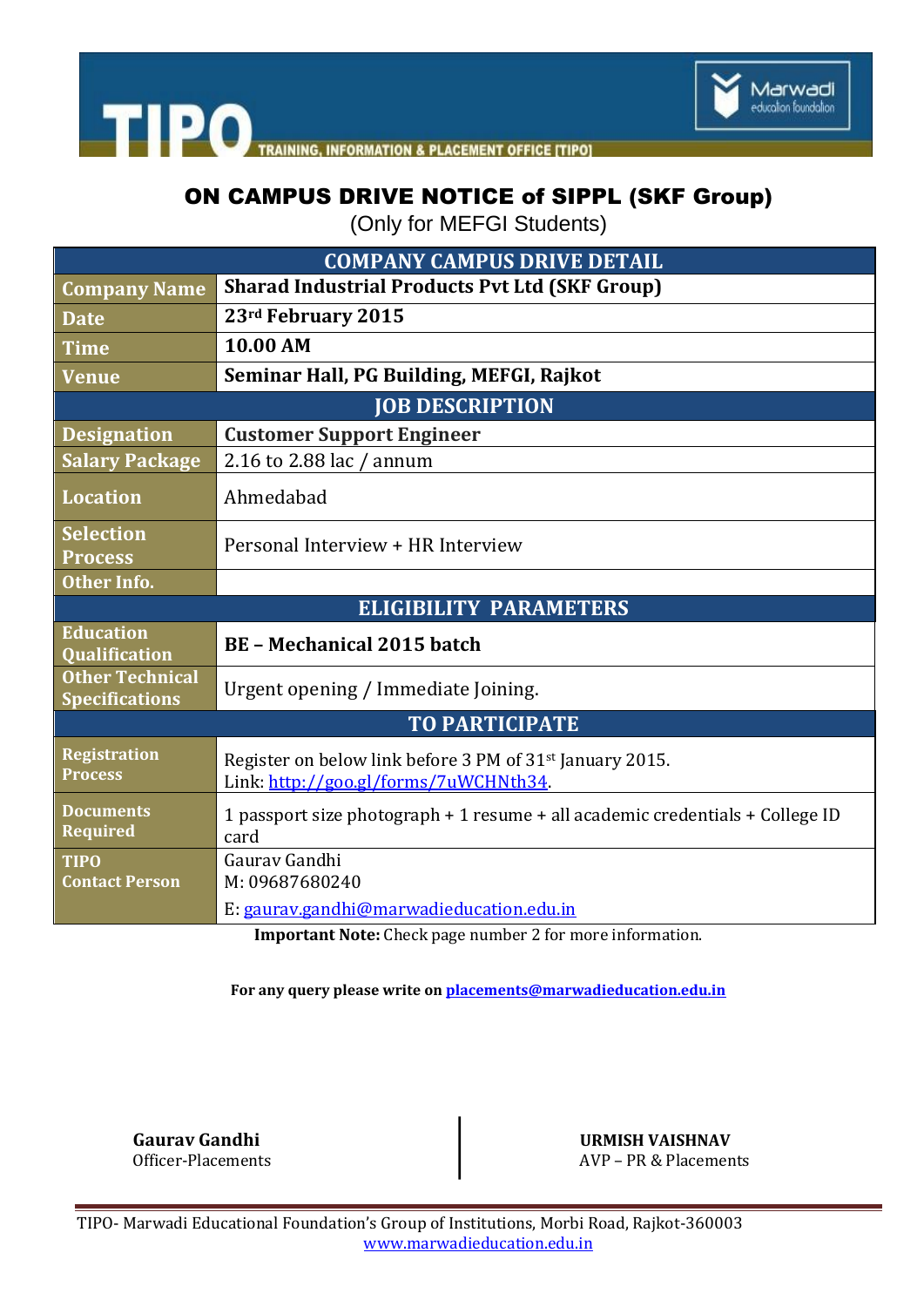TIPO — TRAINING, INFORMATION & PLACEMENT OFFICE [TIPO]

Marwadi education foundation

# ON CAMPUS DRIVE NOTICE of SIPPL (SKF Group)

(Only for MEFGI Students)

| COMPANY CAMPUS DRIVE DETAIL | |
|---|---|
| Company Name | **Sharad Industrial Products Pvt Ltd (SKF Group)** |
| Date | **23rd February 2015** |
| Time | **10.00 AM** |
| Venue | **Seminar Hall, PG Building, MEFGI, Rajkot** |
| **JOB DESCRIPTION** | |
| Designation | **Customer Support Engineer** |
| Salary Package | 2.16 to 2.88 lac / annum |
| Location | Ahmedabad |
| Selection Process | Personal Interview + HR Interview |
| Other Info. | |
| **ELIGIBILITY PARAMETERS** | |
| Education Qualification | **BE – Mechanical 2015 batch** |
| Other Technical Specifications | Urgent opening / Immediate Joining. |
| **TO PARTICIPATE** | |
| Registration Process | Register on below link before 3 PM of 31st January 2015. Link: http://goo.gl/forms/7uWCHNth34. |
| Documents Required | 1 passport size photograph + 1 resume + all academic credentials + College ID card |
| TIPO Contact Person | Gaurav Gandhi<br>M: 09687680240<br>E: gaurav.gandhi@marwadieducation.edu.in |

**Important Note:** Check page number 2 for more information.

**For any query please write on placements@marwadieducation.edu.in**

**Gaurav Gandhi**
Officer-Placements

**URMISH VAISHNAV**
AVP – PR & Placements

TIPO- Marwadi Educational Foundation's Group of Institutions, Morbi Road, Rajkot-360003
www.marwadieducation.edu.in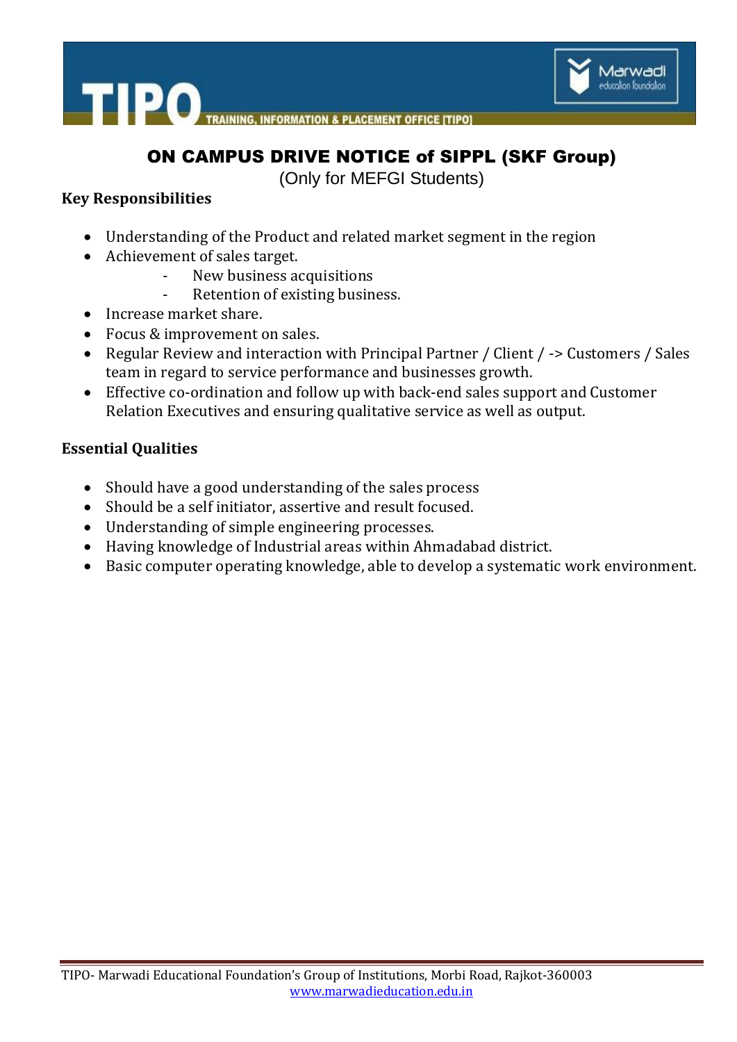# ON CAMPUS DRIVE NOTICE of SIPPL (SKF Group)

(Only for MEFGI Students)

**Key Responsibilities**

- Understanding of the Product and related market segment in the region
- Achievement of sales target.
  - New business acquisitions
  - Retention of existing business.
- Increase market share.
- Focus & improvement on sales.
- Regular Review and interaction with Principal Partner / Client / -> Customers / Sales team in regard to service performance and businesses growth.
- Effective co-ordination and follow up with back-end sales support and Customer Relation Executives and ensuring qualitative service as well as output.

**Essential Qualities**

- Should have a good understanding of the sales process
- Should be a self initiator, assertive and result focused.
- Understanding of simple engineering processes.
- Having knowledge of Industrial areas within Ahmadabad district.
- Basic computer operating knowledge, able to develop a systematic work environment.